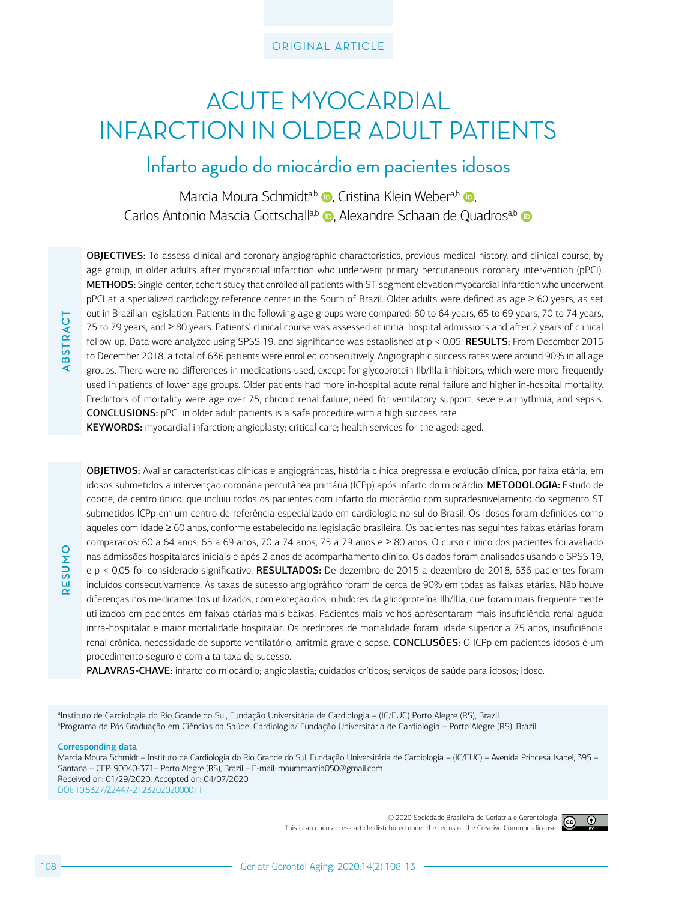ORIGINAL ARTICLE

# ACUTE MYOCARDIAL INFARCTION IN OLDER ADULT PATIENTS

## Infarto agudo do miocárdio em pacientes idosos

Marcia Moura Schmidt[a,b], Cristina Klein Weber[a,b], Carlos Antonio Mascia Gottschall[a,b], Alexandre Schaan de Quadros[a,b]

**ABSTRACT**

**OBJECTIVES:** To assess clinical and coronary angiographic characteristics, previous medical history, and clinical course, by age group, in older adults after myocardial infarction who underwent primary percutaneous coronary intervention (pPCI). **METHODS:** Single-center, cohort study that enrolled all patients with ST-segment elevation myocardial infarction who underwent pPCI at a specialized cardiology reference center in the South of Brazil. Older adults were defined as age ≥ 60 years, as set out in Brazilian legislation. Patients in the following age groups were compared: 60 to 64 years, 65 to 69 years, 70 to 74 years, 75 to 79 years, and ≥ 80 years. Patients' clinical course was assessed at initial hospital admissions and after 2 years of clinical follow-up. Data were analyzed using SPSS 19, and significance was established at $p < 0.05$. **RESULTS:** From December 2015 to December 2018, a total of 636 patients were enrolled consecutively. Angiographic success rates were around 90% in all age groups. There were no differences in medications used, except for glycoprotein IIb/IIIa inhibitors, which were more frequently used in patients of lower age groups. Older patients had more in-hospital acute renal failure and higher in-hospital mortality. Predictors of mortality were age over 75, chronic renal failure, need for ventilatory support, severe arrhythmia, and sepsis. **CONCLUSIONS:** pPCI in older adult patients is a safe procedure with a high success rate.

**KEYWORDS:** myocardial infarction; angioplasty; critical care; health services for the aged; aged.

**RESUMO**

**OBJETIVOS:** Avaliar características clínicas e angiográficas, história clínica pregressa e evolução clínica, por faixa etária, em idosos submetidos a intervenção coronária percutânea primária (ICPp) após infarto do miocárdio. **METODOLOGIA:** Estudo de coorte, de centro único, que incluiu todos os pacientes com infarto do miocárdio com supradesnivelamento do segmento ST submetidos ICPp em um centro de referência especializado em cardiologia no sul do Brasil. Os idosos foram definidos como aqueles com idade ≥ 60 anos, conforme estabelecido na legislação brasileira. Os pacientes nas seguintes faixas etárias foram comparados: 60 a 64 anos, 65 a 69 anos, 70 a 74 anos, 75 a 79 anos e ≥ 80 anos. O curso clínico dos pacientes foi avaliado nas admissões hospitalares iniciais e após 2 anos de acompanhamento clínico. Os dados foram analisados usando o SPSS 19, e $p < 0{,}05$ foi considerado significativo. **RESULTADOS:** De dezembro de 2015 a dezembro de 2018, 636 pacientes foram incluídos consecutivamente. As taxas de sucesso angiográfico foram de cerca de 90% em todas as faixas etárias. Não houve diferenças nos medicamentos utilizados, com exceção dos inibidores da glicoproteína IIb/IIIa, que foram mais frequentemente utilizados em pacientes em faixas etárias mais baixas. Pacientes mais velhos apresentaram mais insuficiência renal aguda intra-hospitalar e maior mortalidade hospitalar. Os preditores de mortalidade foram: idade superior a 75 anos, insuficiência renal crônica, necessidade de suporte ventilatório, arritmia grave e sepse. **CONCLUSÕES:** O ICPp em pacientes idosos é um procedimento seguro e com alta taxa de sucesso.

**PALAVRAS-CHAVE:** infarto do miocárdio; angioplastia; cuidados críticos; serviços de saúde para idosos; idoso.

[a]Instituto de Cardiologia do Rio Grande do Sul, Fundação Universitária de Cardiologia – (IC/FUC) Porto Alegre (RS), Brazil.
[b]Programa de Pós Graduação em Ciências da Saúde: Cardiologia/ Fundação Universitária de Cardiologia – Porto Alegre (RS), Brazil.

**Corresponding data**
Marcia Moura Schmidt – Instituto de Cardiologia do Rio Grande do Sul, Fundação Universitária de Cardiologia – (IC/FUC) – Avenida Princesa Isabel, 395 – Santana – CEP: 90040-371– Porto Alegre (RS), Brazil – E-mail: mouramarcia050@gmail.com
Received on: 01/29/2020. Accepted on: 04/07/2020
DOI: 10.5327/Z2447-212320202000011

© 2020 Sociedade Brasileira de Geriatria e Gerontologia
This is an open access article distributed under the terms of the Creative Commons license.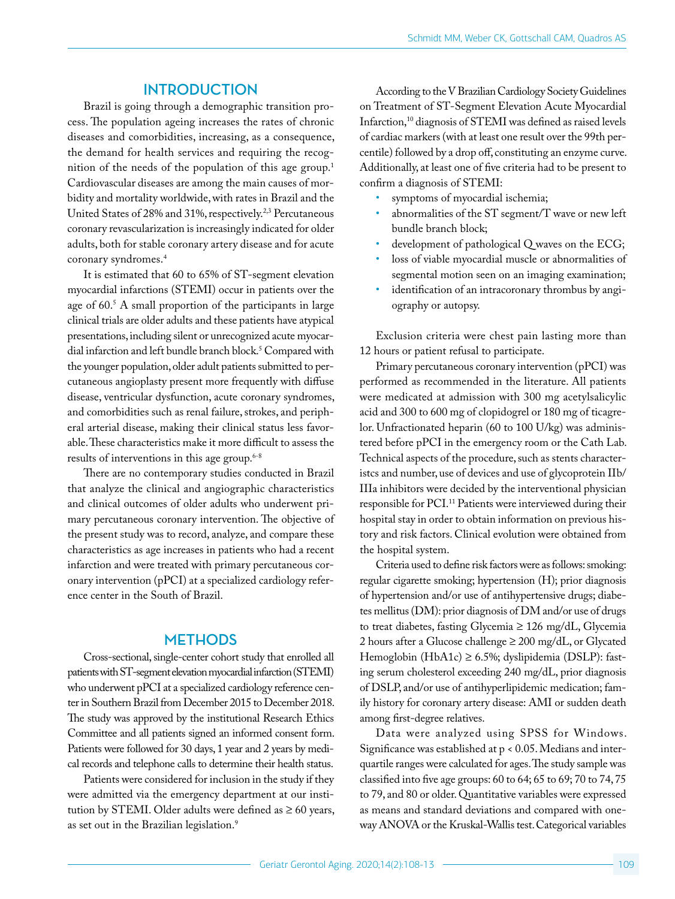## INTRODUCTION

Brazil is going through a demographic transition process. The population ageing increases the rates of chronic diseases and comorbidities, increasing, as a consequence, the demand for health services and requiring the recognition of the needs of the population of this age group.[1] Cardiovascular diseases are among the main causes of morbidity and mortality worldwide, with rates in Brazil and the United States of 28% and 31%, respectively.[2,3] Percutaneous coronary revascularization is increasingly indicated for older adults, both for stable coronary artery disease and for acute coronary syndromes.[4]

It is estimated that 60 to 65% of ST-segment elevation myocardial infarctions (STEMI) occur in patients over the age of 60.[5] A small proportion of the participants in large clinical trials are older adults and these patients have atypical presentations, including silent or unrecognized acute myocardial infarction and left bundle branch block.[5] Compared with the younger population, older adult patients submitted to percutaneous angioplasty present more frequently with diffuse disease, ventricular dysfunction, acute coronary syndromes, and comorbidities such as renal failure, strokes, and peripheral arterial disease, making their clinical status less favorable. These characteristics make it more difficult to assess the results of interventions in this age group.[6-8]

There are no contemporary studies conducted in Brazil that analyze the clinical and angiographic characteristics and clinical outcomes of older adults who underwent primary percutaneous coronary intervention. The objective of the present study was to record, analyze, and compare these characteristics as age increases in patients who had a recent infarction and were treated with primary percutaneous coronary intervention (pPCI) at a specialized cardiology reference center in the South of Brazil.

## METHODS

Cross-sectional, single-center cohort study that enrolled all patients with ST-segment elevation myocardial infarction (STEMI) who underwent pPCI at a specialized cardiology reference center in Southern Brazil from December 2015 to December 2018. The study was approved by the institutional Research Ethics Committee and all patients signed an informed consent form. Patients were followed for 30 days, 1 year and 2 years by medical records and telephone calls to determine their health status.

Patients were considered for inclusion in the study if they were admitted via the emergency department at our institution by STEMI. Older adults were defined as ≥ 60 years, as set out in the Brazilian legislation.[9]

According to the V Brazilian Cardiology Society Guidelines on Treatment of ST-Segment Elevation Acute Myocardial Infarction,[10] diagnosis of STEMI was defined as raised levels of cardiac markers (with at least one result over the 99th percentile) followed by a drop off, constituting an enzyme curve. Additionally, at least one of five criteria had to be present to confirm a diagnosis of STEMI:

- symptoms of myocardial ischemia;
- abnormalities of the ST segment/T wave or new left bundle branch block;
- development of pathological Q waves on the ECG;
- loss of viable myocardial muscle or abnormalities of segmental motion seen on an imaging examination;
- identification of an intracoronary thrombus by angiography or autopsy.

Exclusion criteria were chest pain lasting more than 12 hours or patient refusal to participate.

Primary percutaneous coronary intervention (pPCI) was performed as recommended in the literature. All patients were medicated at admission with 300 mg acetylsalicylic acid and 300 to 600 mg of clopidogrel or 180 mg of ticagrelor. Unfractionated heparin (60 to 100 U/kg) was administered before pPCI in the emergency room or the Cath Lab. Technical aspects of the procedure, such as stents characteristcs and number, use of devices and use of glycoprotein IIb/IIIa inhibitors were decided by the interventional physician responsible for PCI.[11] Patients were interviewed during their hospital stay in order to obtain information on previous history and risk factors. Clinical evolution were obtained from the hospital system.

Criteria used to define risk factors were as follows: smoking: regular cigarette smoking; hypertension (H); prior diagnosis of hypertension and/or use of antihypertensive drugs; diabetes mellitus (DM): prior diagnosis of DM and/or use of drugs to treat diabetes, fasting Glycemia ≥ 126 mg/dL, Glycemia 2 hours after a Glucose challenge ≥ 200 mg/dL, or Glycated Hemoglobin (HbA1c) ≥ 6.5%; dyslipidemia (DSLP): fasting serum cholesterol exceeding 240 mg/dL, prior diagnosis of DSLP, and/or use of antihyperlipidemic medication; family history for coronary artery disease: AMI or sudden death among first-degree relatives.

Data were analyzed using SPSS for Windows. Significance was established at $p < 0.05$. Medians and interquartile ranges were calculated for ages. The study sample was classified into five age groups: 60 to 64; 65 to 69; 70 to 74, 75 to 79, and 80 or older. Quantitative variables were expressed as means and standard deviations and compared with one-way ANOVA or the Kruskal-Wallis test. Categorical variables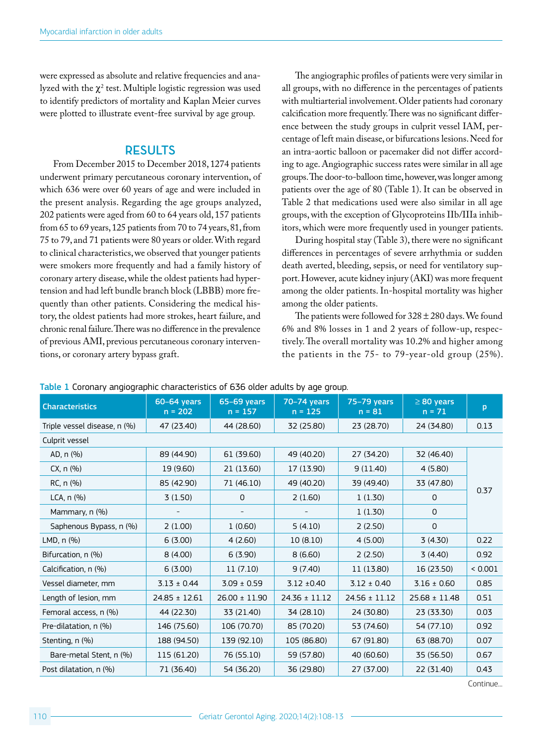were expressed as absolute and relative frequencies and analyzed with the $\chi^2$ test. Multiple logistic regression was used to identify predictors of mortality and Kaplan Meier curves were plotted to illustrate event-free survival by age group.

## RESULTS

From December 2015 to December 2018, 1274 patients underwent primary percutaneous coronary intervention, of which 636 were over 60 years of age and were included in the present analysis. Regarding the age groups analyzed, 202 patients were aged from 60 to 64 years old, 157 patients from 65 to 69 years, 125 patients from 70 to 74 years, 81, from 75 to 79, and 71 patients were 80 years or older. With regard to clinical characteristics, we observed that younger patients were smokers more frequently and had a family history of coronary artery disease, while the oldest patients had hypertension and had left bundle branch block (LBBB) more frequently than other patients. Considering the medical history, the oldest patients had more strokes, heart failure, and chronic renal failure. There was no difference in the prevalence of previous AMI, previous percutaneous coronary interventions, or coronary artery bypass graft.

The angiographic profiles of patients were very similar in all groups, with no difference in the percentages of patients with multiarterial involvement. Older patients had coronary calcification more frequently. There was no significant difference between the study groups in culprit vessel IAM, percentage of left main disease, or bifurcations lesions. Need for an intra-aortic balloon or pacemaker did not differ according to age. Angiographic success rates were similar in all age groups. The door-to-balloon time, however, was longer among patients over the age of 80 (Table 1). It can be observed in Table 2 that medications used were also similar in all age groups, with the exception of Glycoproteins IIb/IIIa inhibitors, which were more frequently used in younger patients.

During hospital stay (Table 3), there were no significant differences in percentages of severe arrhythmia or sudden death averted, bleeding, sepsis, or need for ventilatory support. However, acute kidney injury (AKI) was more frequent among the older patients. In-hospital mortality was higher among the older patients.

The patients were followed for 328 ± 280 days. We found 6% and 8% losses in 1 and 2 years of follow-up, respectively. The overall mortality was 10.2% and higher among the patients in the 75- to 79-year-old group (25%).

**Table 1** Coronary angiographic characteristics of 636 older adults by age group.

| Characteristics | 60–64 years n = 202 | 65–69 years n = 157 | 70–74 years n = 125 | 75–79 years n = 81 | ≥ 80 years n = 71 | p |
|---|---|---|---|---|---|---|
| Triple vessel disease, n (%) | 47 (23.40) | 44 (28.60) | 32 (25.80) | 23 (28.70) | 24 (34.80) | 0.13 |
| Culprit vessel | | | | | | |
| AD, n (%) | 89 (44.90) | 61 (39.60) | 49 (40.20) | 27 (34.20) | 32 (46.40) | 0.37 |
| CX, n (%) | 19 (9.60) | 21 (13.60) | 17 (13.90) | 9 (11.40) | 4 (5.80) | |
| RC, n (%) | 85 (42.90) | 71 (46.10) | 49 (40.20) | 39 (49.40) | 33 (47.80) | |
| LCA, n (%) | 3 (1.50) | 0 | 2 (1.60) | 1 (1.30) | 0 | |
| Mammary, n (%) | - | - | - | 1 (1.30) | 0 | |
| Saphenous Bypass, n (%) | 2 (1.00) | 1 (0.60) | 5 (4.10) | 2 (2.50) | 0 | |
| LMD, n (%) | 6 (3.00) | 4 (2.60) | 10 (8.10) | 4 (5.00) | 3 (4.30) | 0.22 |
| Bifurcation, n (%) | 8 (4.00) | 6 (3.90) | 8 (6.60) | 2 (2.50) | 3 (4.40) | 0.92 |
| Calcification, n (%) | 6 (3.00) | 11 (7.10) | 9 (7.40) | 11 (13.80) | 16 (23.50) | < 0.001 |
| Vessel diameter, mm | 3.13 ± 0.44 | 3.09 ± 0.59 | 3.12 ±0.40 | 3.12 ± 0.40 | 3.16 ± 0.60 | 0.85 |
| Length of lesion, mm | 24.85 ± 12.61 | 26.00 ± 11.90 | 24.36 ± 11.12 | 24.56 ± 11.12 | 25.68 ± 11.48 | 0.51 |
| Femoral access, n (%) | 44 (22.30) | 33 (21.40) | 34 (28.10) | 24 (30.80) | 23 (33.30) | 0.03 |
| Pre-dilatation, n (%) | 146 (75.60) | 106 (70.70) | 85 (70.20) | 53 (74.60) | 54 (77.10) | 0.92 |
| Stenting, n (%) | 188 (94.50) | 139 (92.10) | 105 (86.80) | 67 (91.80) | 63 (88.70) | 0.07 |
| Bare-metal Stent, n (%) | 115 (61.20) | 76 (55.10) | 59 (57.80) | 40 (60.60) | 35 (56.50) | 0.67 |
| Post dilatation, n (%) | 71 (36.40) | 54 (36.20) | 36 (29.80) | 27 (37.00) | 22 (31.40) | 0.43 |

Continue...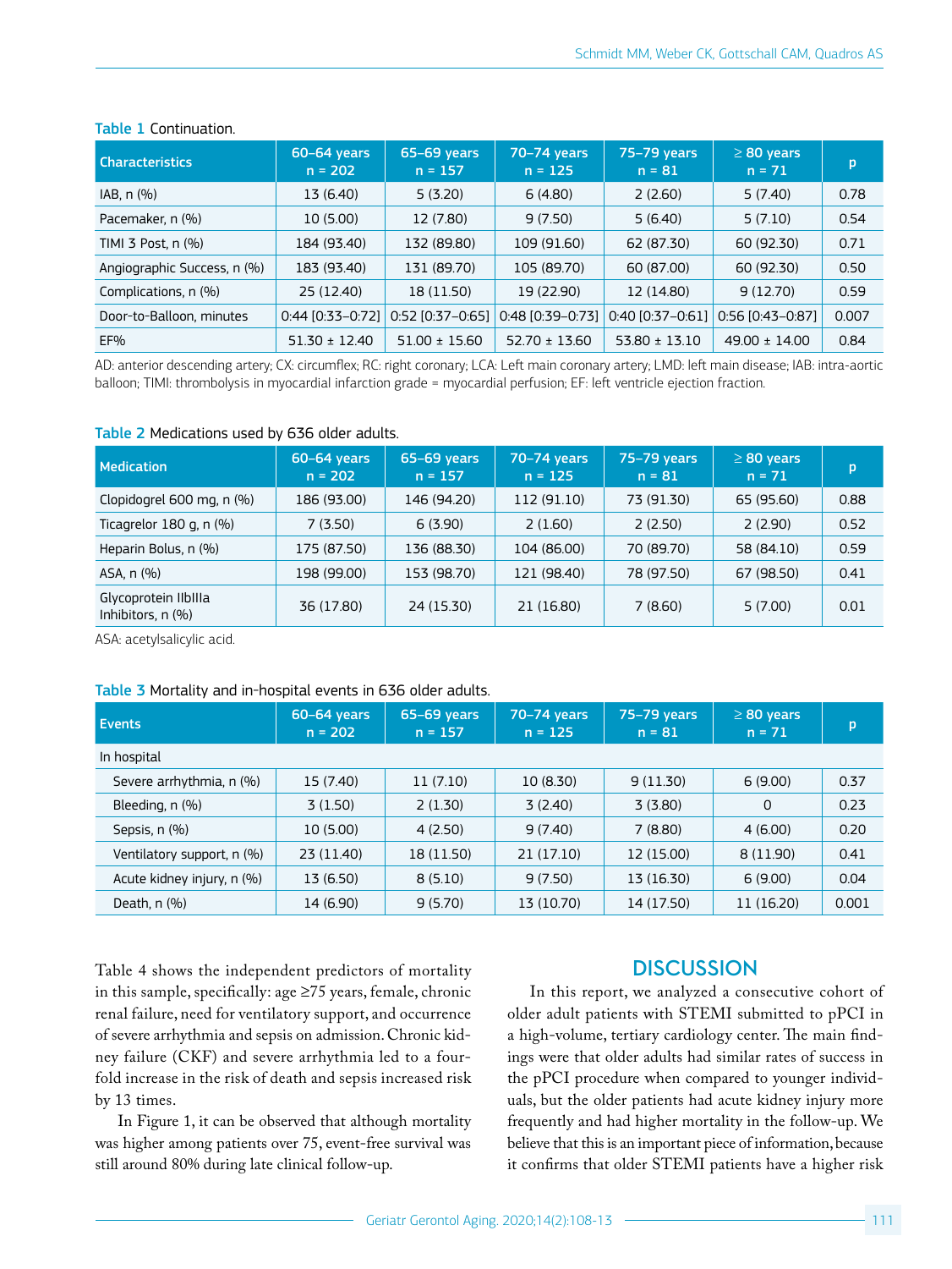**Table 1** Continuation.

| Characteristics | 60–64 years n = 202 | 65–69 years n = 157 | 70–74 years n = 125 | 75–79 years n = 81 | ≥ 80 years n = 71 | p |
|---|---|---|---|---|---|---|
| IAB, n (%) | 13 (6.40) | 5 (3.20) | 6 (4.80) | 2 (2.60) | 5 (7.40) | 0.78 |
| Pacemaker, n (%) | 10 (5.00) | 12 (7.80) | 9 (7.50) | 5 (6.40) | 5 (7.10) | 0.54 |
| TIMI 3 Post, n (%) | 184 (93.40) | 132 (89.80) | 109 (91.60) | 62 (87.30) | 60 (92.30) | 0.71 |
| Angiographic Success, n (%) | 183 (93.40) | 131 (89.70) | 105 (89.70) | 60 (87.00) | 60 (92.30) | 0.50 |
| Complications, n (%) | 25 (12.40) | 18 (11.50) | 19 (22.90) | 12 (14.80) | 9 (12.70) | 0.59 |
| Door-to-Balloon, minutes | 0:44 [0:33–0:72] | 0:52 [0:37–0:65] | 0:48 [0:39–0:73] | 0:40 [0:37–0:61] | 0:56 [0:43–0:87] | 0.007 |
| EF% | 51.30 ± 12.40 | 51.00 ± 15.60 | 52.70 ± 13.60 | 53.80 ± 13.10 | 49.00 ± 14.00 | 0.84 |

AD: anterior descending artery; CX: circumflex; RC: right coronary; LCA: Left main coronary artery; LMD: left main disease; IAB: intra-aortic balloon; TIMI: thrombolysis in myocardial infarction grade = myocardial perfusion; EF: left ventricle ejection fraction.

**Table 2** Medications used by 636 older adults.

| Medication | 60–64 years n = 202 | 65–69 years n = 157 | 70–74 years n = 125 | 75–79 years n = 81 | ≥ 80 years n = 71 | p |
|---|---|---|---|---|---|---|
| Clopidogrel 600 mg, n (%) | 186 (93.00) | 146 (94.20) | 112 (91.10) | 73 (91.30) | 65 (95.60) | 0.88 |
| Ticagrelor 180 g, n (%) | 7 (3.50) | 6 (3.90) | 2 (1.60) | 2 (2.50) | 2 (2.90) | 0.52 |
| Heparin Bolus, n (%) | 175 (87.50) | 136 (88.30) | 104 (86.00) | 70 (89.70) | 58 (84.10) | 0.59 |
| ASA, n (%) | 198 (99.00) | 153 (98.70) | 121 (98.40) | 78 (97.50) | 67 (98.50) | 0.41 |
| Glycoprotein IIbIIIa Inhibitors, n (%) | 36 (17.80) | 24 (15.30) | 21 (16.80) | 7 (8.60) | 5 (7.00) | 0.01 |

ASA: acetylsalicylic acid.

**Table 3** Mortality and in-hospital events in 636 older adults.

| Events | 60–64 years n = 202 | 65–69 years n = 157 | 70–74 years n = 125 | 75–79 years n = 81 | ≥ 80 years n = 71 | p |
|---|---|---|---|---|---|---|
| In hospital | | | | | | |
| Severe arrhythmia, n (%) | 15 (7.40) | 11 (7.10) | 10 (8.30) | 9 (11.30) | 6 (9.00) | 0.37 |
| Bleeding, n (%) | 3 (1.50) | 2 (1.30) | 3 (2.40) | 3 (3.80) | 0 | 0.23 |
| Sepsis, n (%) | 10 (5.00) | 4 (2.50) | 9 (7.40) | 7 (8.80) | 4 (6.00) | 0.20 |
| Ventilatory support, n (%) | 23 (11.40) | 18 (11.50) | 21 (17.10) | 12 (15.00) | 8 (11.90) | 0.41 |
| Acute kidney injury, n (%) | 13 (6.50) | 8 (5.10) | 9 (7.50) | 13 (16.30) | 6 (9.00) | 0.04 |
| Death, n (%) | 14 (6.90) | 9 (5.70) | 13 (10.70) | 14 (17.50) | 11 (16.20) | 0.001 |

Table 4 shows the independent predictors of mortality in this sample, specifically: age ≥75 years, female, chronic renal failure, need for ventilatory support, and occurrence of severe arrhythmia and sepsis on admission. Chronic kidney failure (CKF) and severe arrhythmia led to a fourfold increase in the risk of death and sepsis increased risk by 13 times.

In Figure 1, it can be observed that although mortality was higher among patients over 75, event-free survival was still around 80% during late clinical follow-up.

## DISCUSSION

In this report, we analyzed a consecutive cohort of older adult patients with STEMI submitted to pPCI in a high-volume, tertiary cardiology center. The main findings were that older adults had similar rates of success in the pPCI procedure when compared to younger individuals, but the older patients had acute kidney injury more frequently and had higher mortality in the follow-up. We believe that this is an important piece of information, because it confirms that older STEMI patients have a higher risk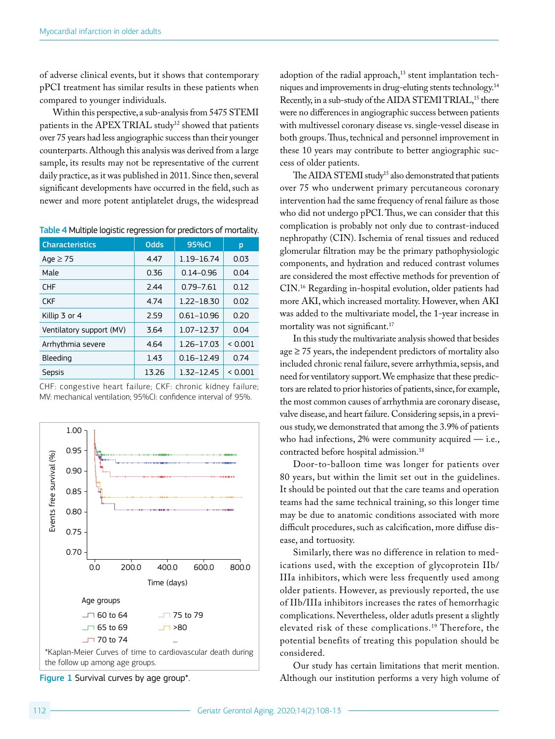of adverse clinical events, but it shows that contemporary pPCI treatment has similar results in these patients when compared to younger individuals.

Within this perspective, a sub-analysis from 5475 STEMI patients in the APEX TRIAL study[12] showed that patients over 75 years had less angiographic success than their younger counterparts. Although this analysis was derived from a large sample, its results may not be representative of the current daily practice, as it was published in 2011. Since then, several significant developments have occurred in the field, such as newer and more potent antiplatelet drugs, the widespread adoption of the radial approach,[13] stent implantation techniques and improvements in drug-eluting stents technology.[14] Recently, in a sub-study of the AIDA STEMI TRIAL,[15] there were no differences in angiographic success between patients with multivessel coronary disease vs. single-vessel disease in both groups. Thus, technical and personnel improvement in these 10 years may contribute to better angiographic success of older patients.

**Table 4** Multiple logistic regression for predictors of mortality.

| Characteristics | Odds | 95%CI | p |
|---|---|---|---|
| Age ≥ 75 | 4.47 | 1.19–16.74 | 0.03 |
| Male | 0.36 | 0.14–0.96 | 0.04 |
| CHF | 2.44 | 0.79–7.61 | 0.12 |
| CKF | 4.74 | 1.22–18.30 | 0.02 |
| Killip 3 or 4 | 2.59 | 0.61–10.96 | 0.20 |
| Ventilatory support (MV) | 3.64 | 1.07–12.37 | 0.04 |
| Arrhythmia severe | 4.64 | 1.26–17.03 | < 0.001 |
| Bleeding | 1.43 | 0.16–12.49 | 0.74 |
| Sepsis | 13.26 | 1.32–12.45 | < 0.001 |

CHF: congestive heart failure; CKF: chronic kidney failure; MV: mechanical ventilation; 95%CI: confidence interval of 95%.

*Kaplan-Meier Curves of time to cardiovascular death during the follow up among age groups.

**Figure 1** Survival curves by age group*.

The AIDA STEMI study[15] also demonstrated that patients over 75 who underwent primary percutaneous coronary intervention had the same frequency of renal failure as those who did not undergo pPCI. Thus, we can consider that this complication is probably not only due to contrast-induced nephropathy (CIN). Ischemia of renal tissues and reduced glomerular filtration may be the primary pathophysiologic components, and hydration and reduced contrast volumes are considered the most effective methods for prevention of CIN.[16] Regarding in-hospital evolution, older patients had more AKI, which increased mortality. However, when AKI was added to the multivariate model, the 1-year increase in mortality was not significant.[17]

In this study the multivariate analysis showed that besides age ≥ 75 years, the independent predictors of mortality also included chronic renal failure, severe arrhythmia, sepsis, and need for ventilatory support. We emphasize that these predictors are related to prior histories of patients, since, for example, the most common causes of arrhythmia are coronary disease, valve disease, and heart failure. Considering sepsis, in a previous study, we demonstrated that among the 3.9% of patients who had infections, 2% were community acquired — i.e., contracted before hospital admission.[18]

Door-to-balloon time was longer for patients over 80 years, but within the limit set out in the guidelines. It should be pointed out that the care teams and operation teams had the same technical training, so this longer time may be due to anatomic conditions associated with more difficult procedures, such as calcification, more diffuse disease, and tortuosity.

Similarly, there was no difference in relation to medications used, with the exception of glycoprotein IIb/IIIa inhibitors, which were less frequently used among older patients. However, as previously reported, the use of IIb/IIIa inhibitors increases the rates of hemorrhagic complications. Nevertheless, older adults present a slightly elevated risk of these complications.[19] Therefore, the potential benefits of treating this population should be considered.

Our study has certain limitations that merit mention. Although our institution performs a very high volume of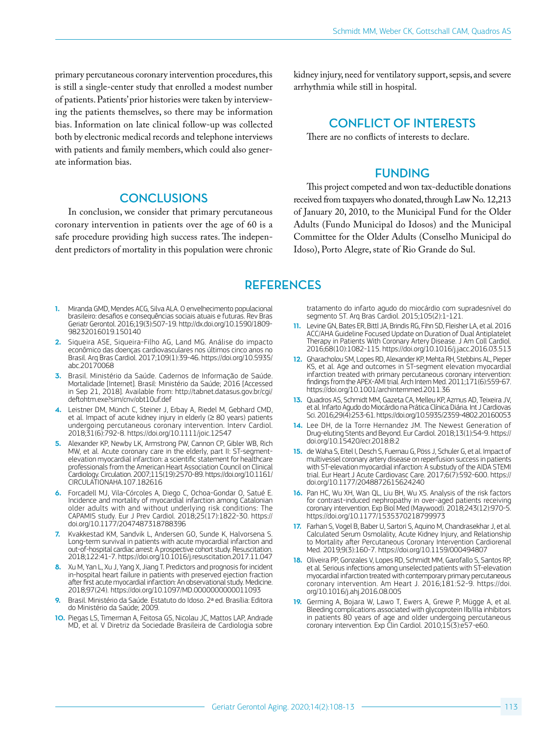primary percutaneous coronary intervention procedures, this is still a single-center study that enrolled a modest number of patients. Patients' prior histories were taken by interviewing the patients themselves, so there may be information bias. Information on late clinical follow-up was collected both by electronic medical records and telephone interviews with patients and family members, which could also generate information bias.

## CONCLUSIONS

In conclusion, we consider that primary percutaneous coronary intervention in patients over the age of 60 is a safe procedure providing high success rates. The independent predictors of mortality in this population were chronic kidney injury, need for ventilatory support, sepsis, and severe arrhythmia while still in hospital.

## CONFLICT OF INTERESTS

There are no conflicts of interests to declare.

## FUNDING

This project competed and won tax-deductible donations received from taxpayers who donated, through Law No. 12,213 of January 20, 2010, to the Municipal Fund for the Older Adults (Fundo Municipal do Idosos) and the Municipal Committee for the Older Adults (Conselho Municipal do Idoso), Porto Alegre, state of Rio Grande do Sul.

## REFERENCES

1. Miranda GMD, Mendes ACG, Silva ALA. O envelhecimento populacional brasileiro: desafios e consequências sociais atuais e futuras. Rev Bras Geriatr Gerontol. 2016;19(3):507-19. http://dx.doi.org/10.1590/1809-98232016019.150140
2. Siqueira ASE, Siqueira-Filho AG, Land MG. Análise do impacto econômico das doenças cardiovasculares nos últimos cinco anos no Brasil. Arq Bras Cardiol. 2017;109(1):39-46. https://doi.org/10.5935/abc.20170068
3. Brasil. Ministério da Saúde. Cadernos de Informação de Saúde. Mortalidade [Internet]. Brasil: Ministério da Saúde; 2016 [Accessed in Sep 21, 2018]. Available from: http://tabnet.datasus.gov.br/cgi/deftohtm.exe?sim/cnv/obt10uf.def
4. Leistner DM, Münch C, Steiner J, Erbay A, Riedel M, Gebhard CMD, et al. Impact of acute kidney injury in elderly (≥ 80 years) patients undergoing percutaneous coronary intervention. Interv Cardiol. 2018;31(6):792-8. https://doi.org/10.1111/joic.12547
5. Alexander KP, Newby LK, Armstrong PW, Cannon CP, Gibler WB, Rich MW, et al. Acute coronary care in the elderly, part II: ST-segment-elevation myocardial infarction: a scientific statement for healthcare professionals from the American Heart Association Council on Clinical Cardiology. Circulation. 2007;115(19):2570-89. https://doi.org/10.1161/CIRCULATIONAHA.107.182616
6. Forcadell MJ, Vila-Córcoles A, Diego C, Ochoa-Gondar O, Satué E. Incidence and mortality of myocardial infarction among Catalonian older adults with and without underlying risk conditions: The CAPAMIS study. Eur J Prev Cardiol. 2018;25(17):1822-30. https://doi.org/10.1177/2047487318788396
7. Kvakkestad KM, Sandvik L, Andersen GO, Sunde K, Halvorsena S. Long-term survival in patients with acute myocardial infarction and out-of-hospital cardiac arrest: A prospective cohort study. Resuscitation. 2018;122:41-7. https://doi.org/10.1016/j.resuscitation.2017.11.047
8. Xu M, Yan L, Xu J, Yang X, Jiang T. Predictors and prognosis for incident in-hospital heart failure in patients with preserved ejection fraction after first acute myocardial infarction: An observational study. Medicine. 2018;97(24). https://doi.org/10.1097/MD.0000000000011093
9. Brasil. Ministério da Saúde. Estatuto do Idoso. 2ª ed. Brasília: Editora do Ministério da Saúde; 2009.
10. Piegas LS, Timerman A, Feitosa GS, Nicolau JC, Mattos LAP, Andrade MD, et al. V Diretriz da Sociedade Brasileira de Cardiologia sobre tratamento do infarto agudo do miocárdio com supradesnível do segmento ST. Arq Bras Cardiol. 2015;105(2):1-121.
11. Levine GN, Bates ER, Bittl JA, Brindis RG, Fihn SD, Fleisher LA, et al. 2016 ACC/AHA Guideline Focused Update on Duration of Dual Antiplatelet Therapy in Patients With Coronary Artery Disease. J Am Coll Cardiol. 2016;68(10):1082-115. https://doi.org/10.1016/j.jacc.2016.03.513
12. Gharacholou SM, Lopes RD, Alexander KP, Mehta RH, Stebbins AL, Pieper KS, et al. Age and outcomes in ST-segment elevation myocardial infarction treated with primary percutaneous coronary intervention: findings from the APEX-AMI trial. Arch Intern Med. 2011;171(6):559-67. https://doi.org/10.1001/archinternmed.2011.36
13. Quadros AS, Schmidt MM, Gazeta CA, Melleu KP, Azmus AD, Teixeira JV, et al. Infarto Agudo do Miocárdio na Prática Clínica Diária. Int J Cardiovas Sci. 2016;29(4):253-61. https://doi.org/10.5935/2359-4802.20160053
14. Lee DH, de la Torre Hernandez JM. The Newest Generation of Drug-eluting Stents and Beyond. Eur Cardiol. 2018;13(1):54-9. https://doi.org/10.15420/ecr.2018:8:2
15. de Waha S, Eitel I, Desch S, Fuernau G, Pöss J, Schuler G, et al. Impact of multivessel coronary artery disease on reperfusion success in patients with ST-elevation myocardial infarction: A substudy of the AIDA STEMI trial. Eur Heart J Acute Cardiovasc Care. 2017;6(7):592-600. https://doi.org/10.1177/2048872615624240
16. Pan HC, Wu XH, Wan QL, Liu BH, Wu XS. Analysis of the risk factors for contrast-induced nephropathy in over-aged patients receiving coronary intervention. Exp Biol Med (Maywood). 2018;243(12):970-5. https://doi.org/10.1177/1535370218799973
17. Farhan S, Vogel B, Baber U, Sartori S, Aquino M, Chandrasekhar J, et al. Calculated Serum Osmolality, Acute Kidney Injury, and Relationship to Mortality after Percutaneous Coronary Intervention Cardiorenal Med. 2019;9(3):160-7. https://doi.org/10.1159/000494807
18. Oliveira PP, Gonzales V, Lopes RD, Schmidt MM, Garofallo S, Santos RP, et al. Serious infections among unselected patients with ST-elevation myocardial infarction treated with contemporary primary percutaneous coronary intervention. Am Heart J. 2016;181:52-9. https://doi.org/10.1016/j.ahj.2016.08.005
19. Germing A, Bojara W, Lawo T, Ewers A, Grewe P, Mügge A, et al. Bleeding complications associated with glycoprotein IIb/IIIa inhibitors in patients 80 years of age and older undergoing percutaneous coronary intervention. Exp Clin Cardiol. 2010;15(3):e57-e60.